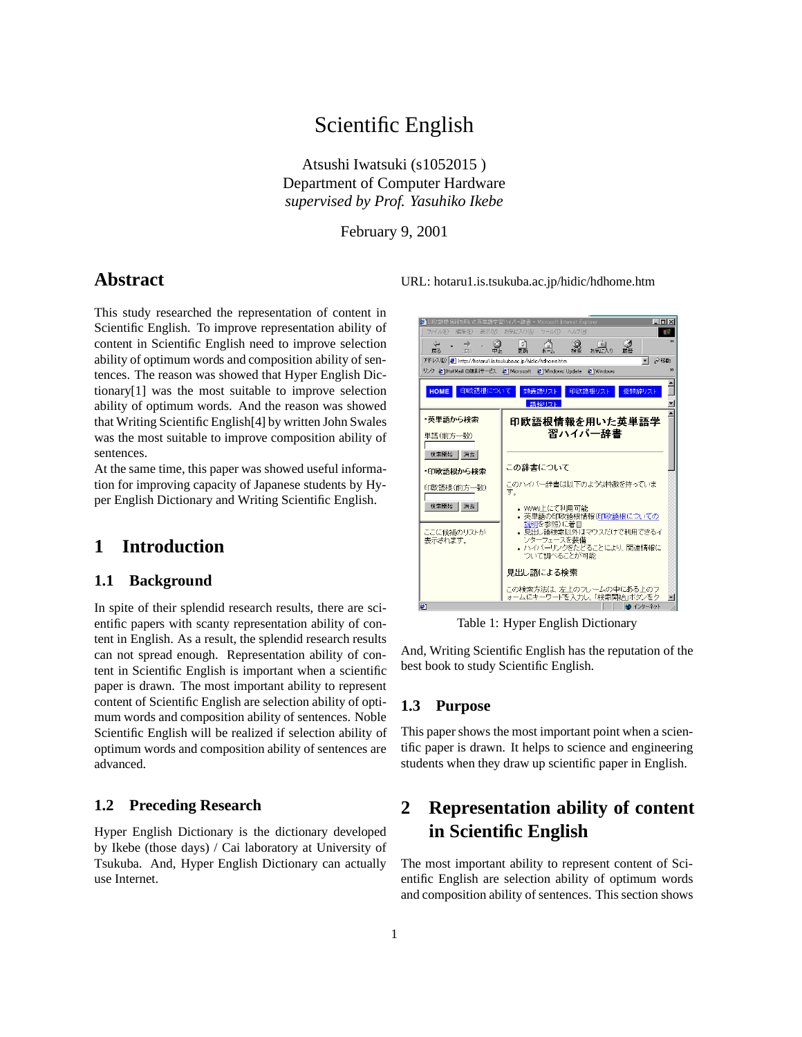# Scientific English

Atsushi Iwatsuki (s1052015 )
Department of Computer Hardware
*supervised by Prof. Yasuhiko Ikebe*

February 9, 2001

## Abstract

This study researched the representation of content in Scientific English. To improve representation ability of content in Scientific English need to improve selection ability of optimum words and composition ability of sentences. The reason was showed that Hyper English Dictionary[1] was the most suitable to improve selection ability of optimum words. And the reason was showed that Writing Scientific English[4] by written John Swales was the most suitable to improve composition ability of sentences.

At the same time, this paper was showed useful information for improving capacity of Japanese students by Hyper English Dictionary and Writing Scientific English.

## 1 Introduction

### 1.1 Background

In spite of their splendid research results, there are scientific papers with scanty representation ability of content in English. As a result, the splendid research results can not spread enough. Representation ability of content in Scientific English is important when a scientific paper is drawn. The most important ability to represent content of Scientific English are selection ability of optimum words and composition ability of sentences. Noble Scientific English will be realized if selection ability of optimum words and composition ability of sentences are advanced.

### 1.2 Preceding Research

Hyper English Dictionary is the dictionary developed by Ikebe (those days) / Cai laboratory at University of Tsukuba. And, Hyper English Dictionary can actually use Internet.

URL: hotaru1.is.tsukuba.ac.jp/hidic/hdhome.htm

Table 1: Hyper English Dictionary

And, Writing Scientific English has the reputation of the best book to study Scientific English.

### 1.3 Purpose

This paper shows the most important point when a scientific paper is drawn. It helps to science and engineering students when they draw up scientific paper in English.

## 2 Representation ability of content in Scientific English

The most important ability to represent content of Scientific English are selection ability of optimum words and composition ability of sentences. This section shows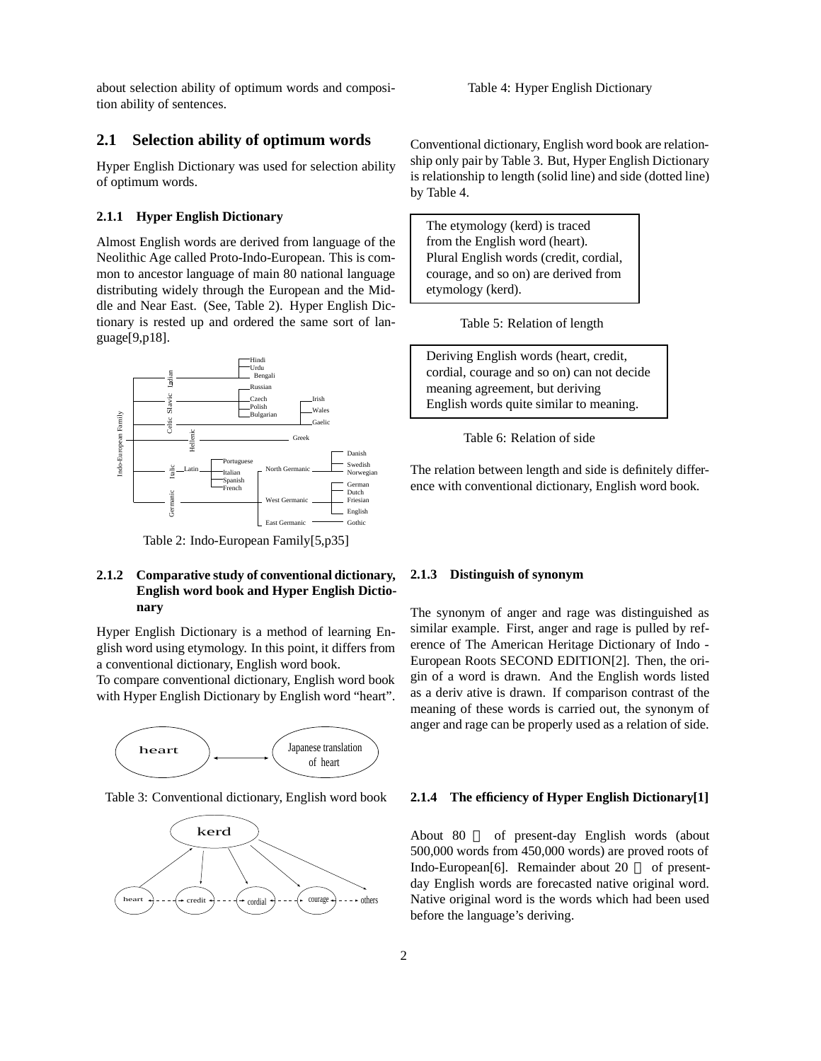about selection ability of optimum words and composition ability of sentences.

## 2.1 Selection ability of optimum words

Hyper English Dictionary was used for selection ability of optimum words.

### 2.1.1 Hyper English Dictionary

Almost English words are derived from language of the Neolithic Age called Proto-Indo-European. This is common to ancestor language of main 80 national language distributing widely through the European and the Middle and Near East. (See, Table 2). Hyper English Dictionary is rested up and ordered the same sort of language[9,p18].

Table 2: Indo-European Family[5,p35]

### 2.1.2 Comparative study of conventional dictionary, English word book and Hyper English Dictionary

Hyper English Dictionary is a method of learning English word using etymology. In this point, it differs from a conventional dictionary, English word book.

To compare conventional dictionary, English word book with Hyper English Dictionary by English word "heart".

Table 3: Conventional dictionary, English word book

Table 4: Hyper English Dictionary

Conventional dictionary, English word book are relationship only pair by Table 3. But, Hyper English Dictionary is relationship to length (solid line) and side (dotted line) by Table 4.

| The etymology (kerd) is traced from the English word (heart). Plural English words (credit, cordial, courage, and so on) are derived from etymology (kerd). |
|---|

Table 5: Relation of length

| Deriving English words (heart, credit, cordial, courage and so on) can not decide meaning agreement, but deriving English words quite similar to meaning. |
|---|

Table 6: Relation of side

The relation between length and side is definitely difference with conventional dictionary, English word book.

### 2.1.3 Distinguish of synonym

The synonym of anger and rage was distinguished as similar example. First, anger and rage is pulled by reference of The American Heritage Dictionary of Indo - European Roots SECOND EDITION[2]. Then, the origin of a word is drawn. And the English words listed as a deriv ative is drawn. If comparison contrast of the meaning of these words is carried out, the synonym of anger and rage can be properly used as a relation of side.

### 2.1.4 The efficiency of Hyper English Dictionary[1]

About 80 % of present-day English words (about 500,000 words from 450,000 words) are proved roots of Indo-European[6]. Remainder about 20 % of present-day English words are forecasted native original word. Native original word is the words which had been used before the language's deriving.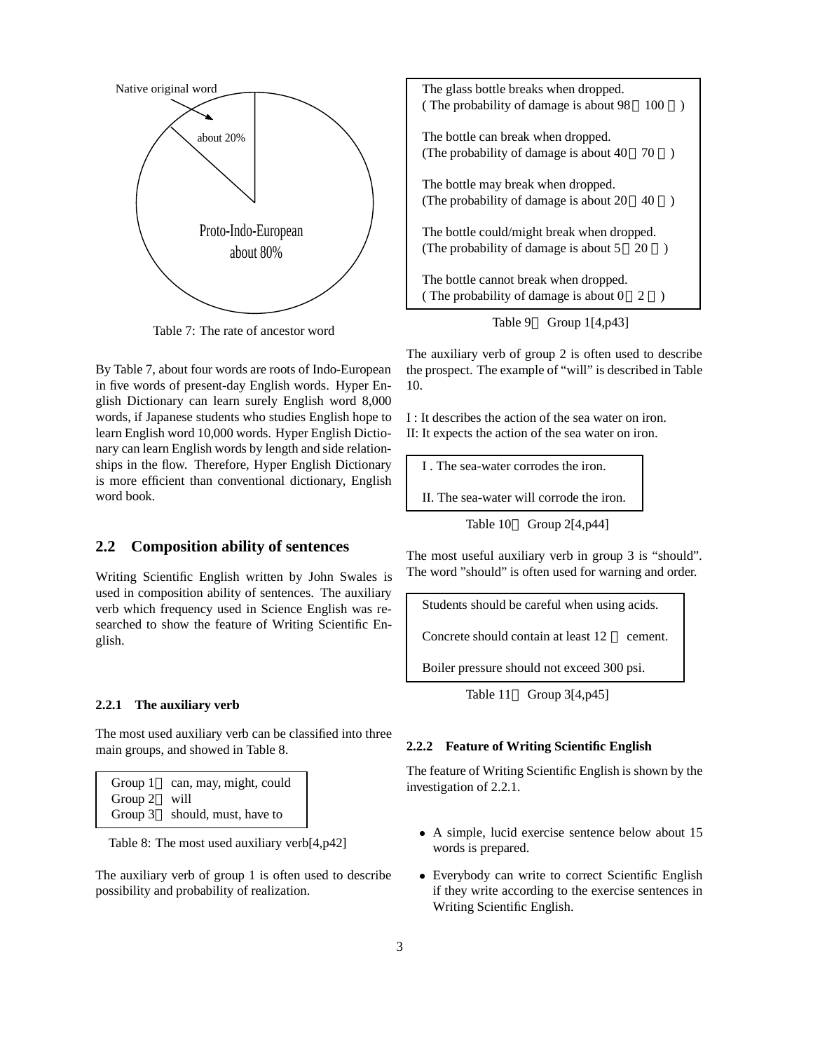Native original word

about 20%

Proto-Indo-European about 80%

Table 7: The rate of ancestor word

By Table 7, about four words are roots of Indo-European in five words of present-day English words. Hyper English Dictionary can learn surely English word 8,000 words, if Japanese students who studies English hope to learn English word 10,000 words. Hyper English Dictionary can learn English words by length and side relationships in the flow. Therefore, Hyper English Dictionary is more efficient than conventional dictionary, English word book.

## 2.2 Composition ability of sentences

Writing Scientific English written by John Swales is used in composition ability of sentences. The auxiliary verb which frequency used in Science English was researched to show the feature of Writing Scientific English.

### 2.2.1 The auxiliary verb

The most used auxiliary verb can be classified into three main groups, and showed in Table 8.

| Group | Auxiliary verbs |
|---|---|
| Group 1 | can, may, might, could |
| Group 2 | will |
| Group 3 | should, must, have to |

Table 8: The most used auxiliary verb[4,p42]

The auxiliary verb of group 1 is often used to describe possibility and probability of realization.

| |
|---|
| The glass bottle breaks when dropped. ( The probability of damage is about 98 100 ) |
| The bottle can break when dropped. (The probability of damage is about 40 70 ) |
| The bottle may break when dropped. (The probability of damage is about 20 40 ) |
| The bottle could/might break when dropped. (The probability of damage is about 5 20 ) |
| The bottle cannot break when dropped. ( The probability of damage is about 0 2 ) |

Table 9 Group 1[4,p43]

The auxiliary verb of group 2 is often used to describe the prospect. The example of "will" is described in Table 10.

I : It describes the action of the sea water on iron.
II: It expects the action of the sea water on iron.

| |
|---|
| I . The sea-water corrodes the iron. |
| II. The sea-water will corrode the iron. |

Table 10 Group 2[4,p44]

The most useful auxiliary verb in group 3 is "should". The word "should" is often used for warning and order.

| |
|---|
| Students should be careful when using acids. |
| Concrete should contain at least 12 cement. |
| Boiler pressure should not exceed 300 psi. |

Table 11 Group 3[4,p45]

### 2.2.2 Feature of Writing Scientific English

The feature of Writing Scientific English is shown by the investigation of 2.2.1.

- A simple, lucid exercise sentence below about 15 words is prepared.
- Everybody can write to correct Scientific English if they write according to the exercise sentences in Writing Scientific English.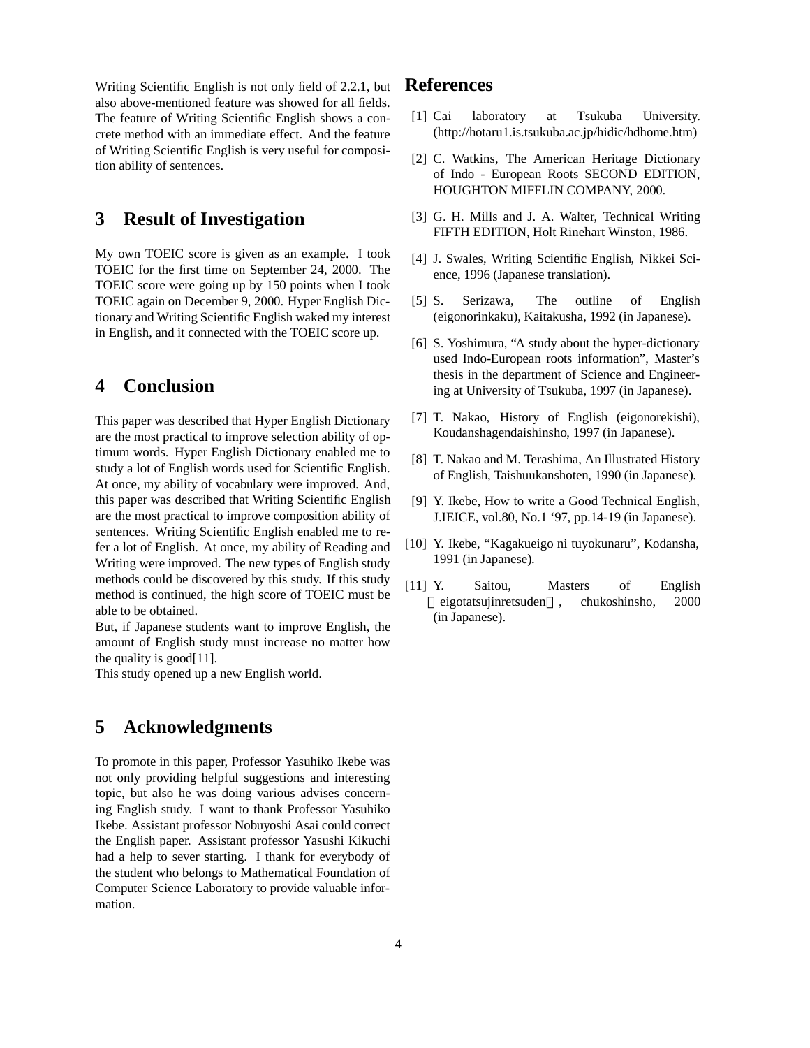Writing Scientific English is not only field of 2.2.1, but also above-mentioned feature was showed for all fields. The feature of Writing Scientific English shows a concrete method with an immediate effect. And the feature of Writing Scientific English is very useful for composition ability of sentences.

# 3 Result of Investigation

My own TOEIC score is given as an example. I took TOEIC for the first time on September 24, 2000. The TOEIC score were going up by 150 points when I took TOEIC again on December 9, 2000. Hyper English Dictionary and Writing Scientific English waked my interest in English, and it connected with the TOEIC score up.

# 4 Conclusion

This paper was described that Hyper English Dictionary are the most practical to improve selection ability of optimum words. Hyper English Dictionary enabled me to study a lot of English words used for Scientific English. At once, my ability of vocabulary were improved. And, this paper was described that Writing Scientific English are the most practical to improve composition ability of sentences. Writing Scientific English enabled me to refer a lot of English. At once, my ability of Reading and Writing were improved. The new types of English study methods could be discovered by this study. If this study method is continued, the high score of TOEIC must be able to be obtained.

But, if Japanese students want to improve English, the amount of English study must increase no matter how the quality is good[11].

This study opened up a new English world.

# 5 Acknowledgments

To promote in this paper, Professor Yasuhiko Ikebe was not only providing helpful suggestions and interesting topic, but also he was doing various advises concerning English study. I want to thank Professor Yasuhiko Ikebe. Assistant professor Nobuyoshi Asai could correct the English paper. Assistant professor Yasushi Kikuchi had a help to sever starting. I thank for everybody of the student who belongs to Mathematical Foundation of Computer Science Laboratory to provide valuable information.

# References

[1] Cai laboratory at Tsukuba University. (http://hotaru1.is.tsukuba.ac.jp/hidic/hdhome.htm)

[2] C. Watkins, The American Heritage Dictionary of Indo - European Roots SECOND EDITION, HOUGHTON MIFFLIN COMPANY, 2000.

[3] G. H. Mills and J. A. Walter, Technical Writing FIFTH EDITION, Holt Rinehart Winston, 1986.

[4] J. Swales, Writing Scientific English, Nikkei Science, 1996 (Japanese translation).

[5] S. Serizawa, The outline of English (eigonorinkaku), Kaitakusha, 1992 (in Japanese).

[6] S. Yoshimura, "A study about the hyper-dictionary used Indo-European roots information", Master's thesis in the department of Science and Engineering at University of Tsukuba, 1997 (in Japanese).

[7] T. Nakao, History of English (eigonorekishi), Koudanshagendaishinsho, 1997 (in Japanese).

[8] T. Nakao and M. Terashima, An Illustrated History of English, Taishuukanshoten, 1990 (in Japanese).

[9] Y. Ikebe, How to write a Good Technical English, J.IEICE, vol.80, No.1 '97, pp.14-19 (in Japanese).

[10] Y. Ikebe, "Kagakueigo ni tuyokunaru", Kodansha, 1991 (in Japanese).

[11] Y. Saitou, Masters of English eigotatsujinretsuden , chukoshinsho, 2000 (in Japanese).